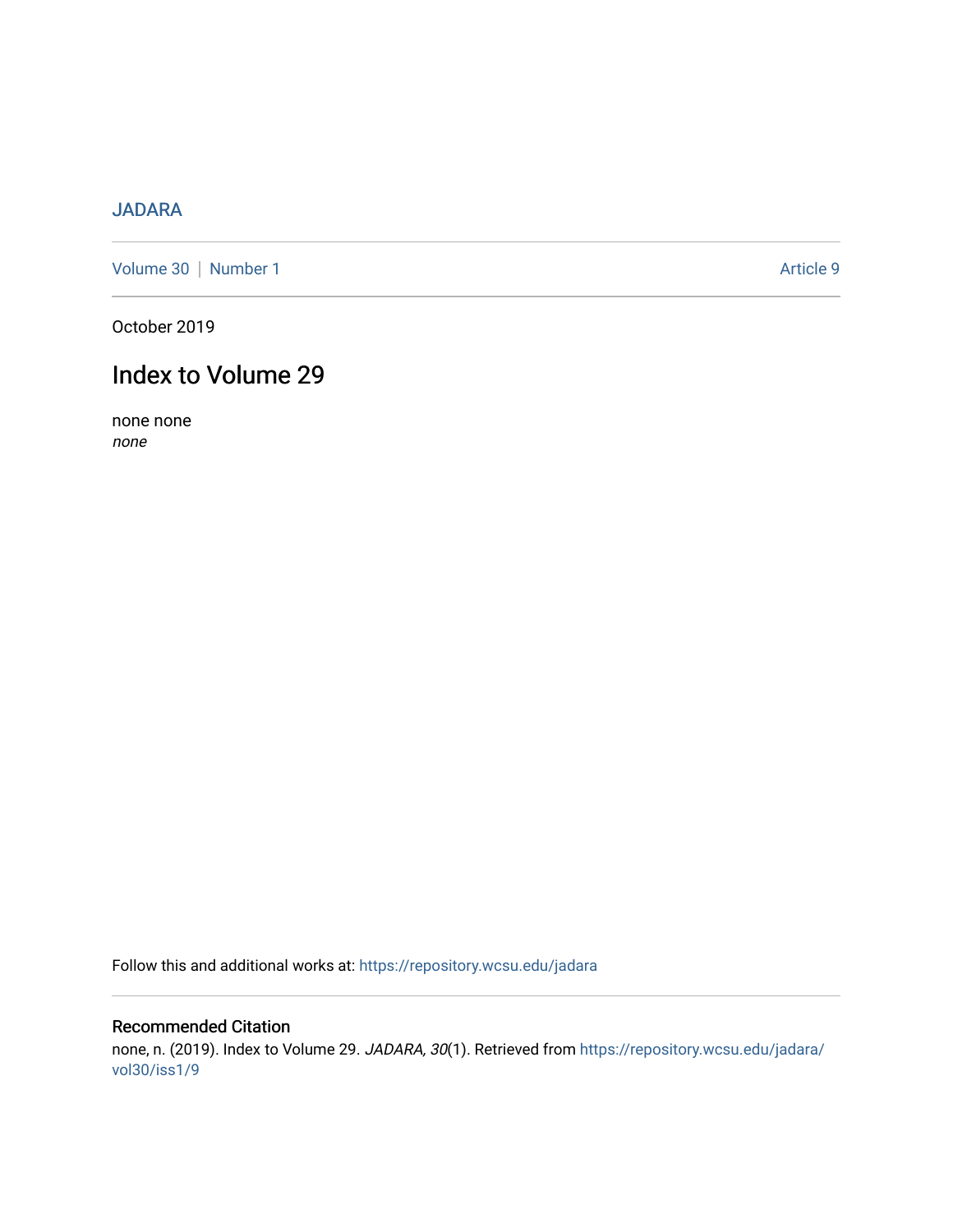JADARA

Volume 30 | Number 1 Article 9

October 2019

# Index to Volume 29

none none
*none*

Follow this and additional works at: https://repository.wcsu.edu/jadara

## Recommended Citation

none, n. (2019). Index to Volume 29. *JADARA, 30*(1). Retrieved from https://repository.wcsu.edu/jadara/vol30/iss1/9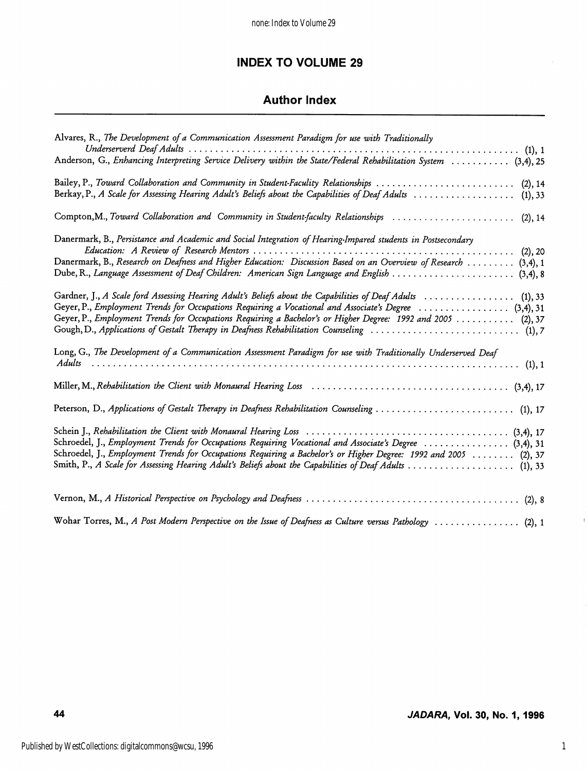# INDEX TO VOLUME 29

## Author Index

Alvares, R., *The Development of a Communication Assessment Paradigm for use with Traditionally Underserverd Deaf Adults* .......... (1), 1

Anderson, G., *Enhancing Interpreting Service Delivery within the State/Federal Rehabilitation System* .......... (3,4), 25

Bailey, P., *Toward Collaboration and Community in Student-Faculity Relationships* .......... (2), 14

Berkay, P., *A Scale for Assessing Hearing Adult's Beliefs about the Capabilities of Deaf Adults* .......... (1), 33

Compton, M., *Toward Collaboration and Community in Student-faculty Relationships* .......... (2), 14

Danermark, B., *Persistance and Academic and Social Integration of Hearing-Impared students in Postsecondary Education: A Review of Research Mentors* .......... (2), 20

Danermark, B., *Research on Deafness and Higher Education: Discussion Based on an Overview of Research* .......... (3,4), 1

Dube, R., *Language Assessment of Deaf Children: American Sign Language and English* .......... (3,4), 8

Gardner, J., *A Scale ford Assessing Hearing Adult's Beliefs about the Capabilities of Deaf Adults* .......... (1), 33

Geyer, P., *Employment Trends for Occupations Requiring a Vocational and Associate's Degree* .......... (3,4), 31

Geyer, P., *Employment Trends for Occupations Requiring a Bachelor's or Higher Degree: 1992 and 2005* .......... (2), 37

Gough, D., *Applications of Gestalt Therapy in Deafness Rehabilitation Counseling* .......... (1), 7

Long, G., *The Development of a Communication Assessment Paradigm for use with Traditionally Underserved Deaf Adults* .......... (1), 1

Miller, M., *Rehabilitation the Client with Monaural Hearing Loss* .......... (3,4), 17

Peterson, D., *Applications of Gestalt Therapy in Deafness Rehabilitation Counseling* .......... (1), 17

Schein J., *Rehabilitation the Client with Monaural Hearing Loss* .......... (3,4), 17

Schroedel, J., *Employment Trends for Occupations Requiring Vocational and Associate's Degree* .......... (3,4), 31

Schroedel, J., *Employment Trends for Occupations Requiring a Bachelor's or Higher Degree: 1992 and 2005* .......... (2), 37

Smith, P., *A Scale for Assessing Hearing Adult's Beliefs about the Capabilities of Deaf Adults* .......... (1), 33

Vernon, M., *A Historical Perspective on Psychology and Deafness* .......... (2), 8

Wohar Torres, M., *A Post Modern Perspective on the Issue of Deafness as Culture versus Pathology* .......... (2), 1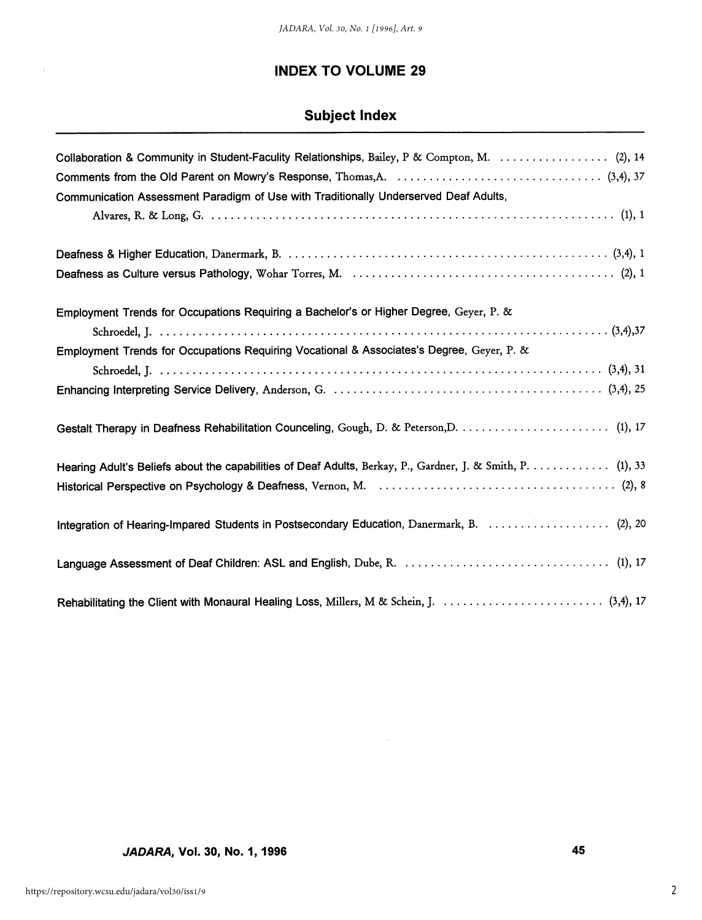# INDEX TO VOLUME 29

## Subject Index

Collaboration & Community in Student-Faculty Relationships, Bailey, P & Compton, M. . . . . . . . . . . . . . . . . (2), 14

Comments from the Old Parent on Mowry's Response, Thomas,A. . . . . . . . . . . . . . . . . . . . . . . . . . . . . . . . (3,4), 37

Communication Assessment Paradigm of Use with Traditionally Underserved Deaf Adults, Alvares, R. & Long, G. . . . . . . . . . . . . . . . . . . . . . . . . . . . . . . . . . . . . . . . . . . . . . . . . . . . . . . . . . . . . . . . . . (1), 1

Deafness & Higher Education, Danermark, B. . . . . . . . . . . . . . . . . . . . . . . . . . . . . . . . . . . . . . . . . . . . . . . . . . (3,4), 1

Deafness as Culture versus Pathology, Wohar Torres, M. . . . . . . . . . . . . . . . . . . . . . . . . . . . . . . . . . . . . . . . . (2), 1

Employment Trends for Occupations Requiring a Bachelor's or Higher Degree, Geyer, P. & Schroedel, J. . . . . . . . . . . . . . . . . . . . . . . . . . . . . . . . . . . . . . . . . . . . . . . . . . . . . . . . . . . . . . . . . . . . . (3,4),37

Employment Trends for Occupations Requiring Vocational & Associates's Degree, Geyer, P. & Schroedel, J. . . . . . . . . . . . . . . . . . . . . . . . . . . . . . . . . . . . . . . . . . . . . . . . . . . . . . . . . . . . . . . . . . . . . (3,4), 31

Enhancing Interpreting Service Delivery, Anderson, G. . . . . . . . . . . . . . . . . . . . . . . . . . . . . . . . . . . . . . . . . . (3,4), 25

Gestalt Therapy in Deafness Rehabilitation Counceling, Gough, D. & Peterson,D. . . . . . . . . . . . . . . . . . . . . . . . (1), 17

Hearing Adult's Beliefs about the capabilities of Deaf Adults, Berkay, P., Gardner, J. & Smith, P. . . . . . . . . . . . (1), 33

Historical Perspective on Psychology & Deafness, Vernon, M. . . . . . . . . . . . . . . . . . . . . . . . . . . . . . . . . . . . (2), 8

Integration of Hearing-Impared Students in Postsecondary Education, Danermark, B. . . . . . . . . . . . . . . . . . . (2), 20

Language Assessment of Deaf Children: ASL and English, Dube, R. . . . . . . . . . . . . . . . . . . . . . . . . . . . . . . . (1), 17

Rehabilitating the Client with Monaural Healing Loss, Millers, M & Schein, J. . . . . . . . . . . . . . . . . . . . . . . . . (3,4), 17